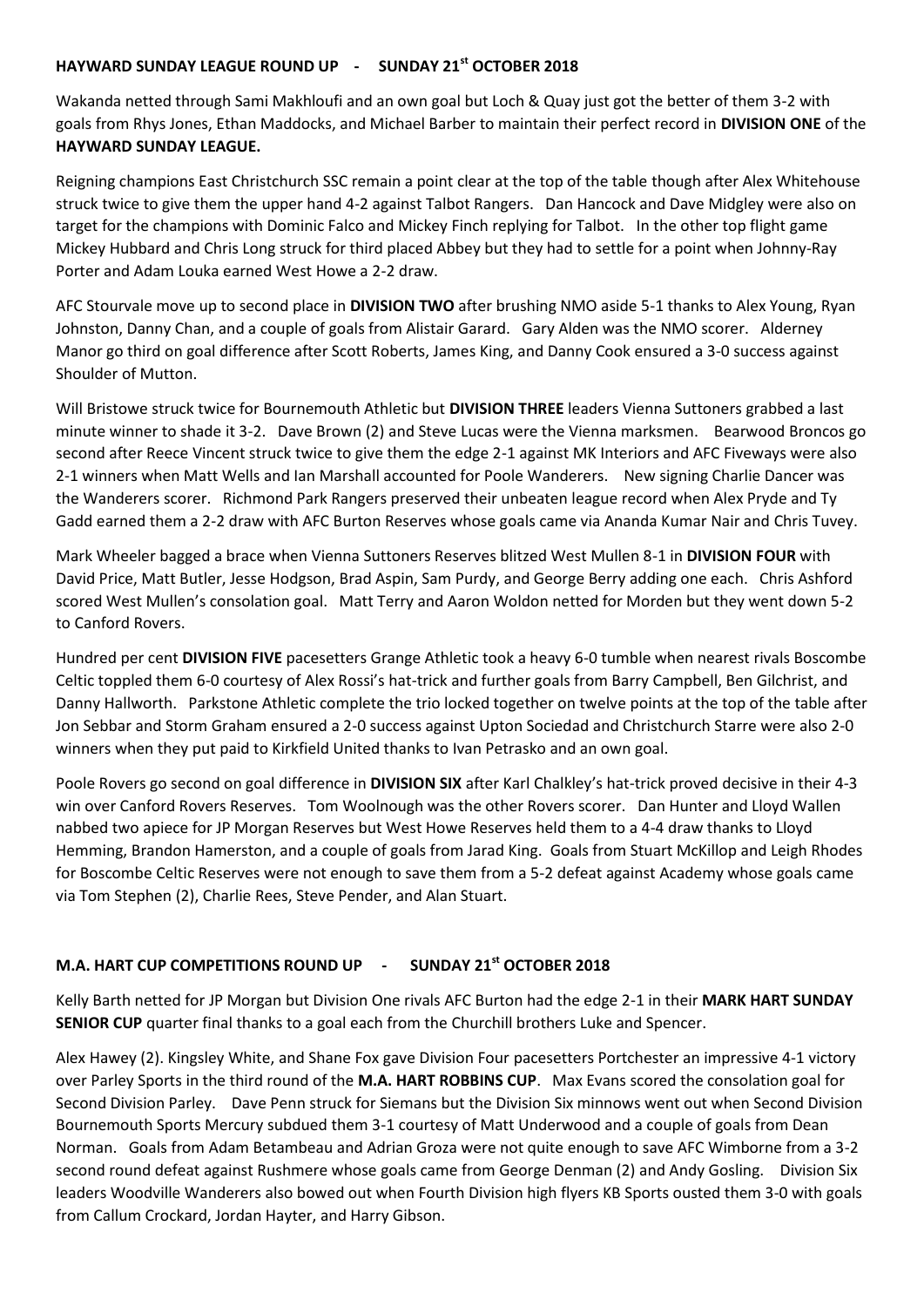## HAYWARD SUNDAY LEAGUE ROUND UP - SUNDAY 21st OCTOBER 2018

Wakanda netted through Sami Makhloufi and an own goal but Loch & Quay just got the better of them 3-2 with goals from Rhys Jones, Ethan Maddocks, and Michael Barber to maintain their perfect record in **DIVISION ONE** of the **HAYWARD SUNDAY LEAGUE.**

Reigning champions East Christchurch SSC remain a point clear at the top of the table though after Alex Whitehouse struck twice to give them the upper hand 4-2 against Talbot Rangers. Dan Hancock and Dave Midgley were also on target for the champions with Dominic Falco and Mickey Finch replying for Talbot. In the other top flight game Mickey Hubbard and Chris Long struck for third placed Abbey but they had to settle for a point when Johnny-Ray Porter and Adam Louka earned West Howe a 2-2 draw.

AFC Stourvale move up to second place in **DIVISION TWO** after brushing NMO aside 5-1 thanks to Alex Young, Ryan Johnston, Danny Chan, and a couple of goals from Alistair Garard. Gary Alden was the NMO scorer. Alderney Manor go third on goal difference after Scott Roberts, James King, and Danny Cook ensured a 3-0 success against Shoulder of Mutton.

Will Bristowe struck twice for Bournemouth Athletic but **DIVISION THREE** leaders Vienna Suttoners grabbed a last minute winner to shade it 3-2. Dave Brown (2) and Steve Lucas were the Vienna marksmen. Bearwood Broncos go second after Reece Vincent struck twice to give them the edge 2-1 against MK Interiors and AFC Fiveways were also 2-1 winners when Matt Wells and Ian Marshall accounted for Poole Wanderers. New signing Charlie Dancer was the Wanderers scorer. Richmond Park Rangers preserved their unbeaten league record when Alex Pryde and Ty Gadd earned them a 2-2 draw with AFC Burton Reserves whose goals came via Ananda Kumar Nair and Chris Tuvey.

Mark Wheeler bagged a brace when Vienna Suttoners Reserves blitzed West Mullen 8-1 in **DIVISION FOUR** with David Price, Matt Butler, Jesse Hodgson, Brad Aspin, Sam Purdy, and George Berry adding one each. Chris Ashford scored West Mullen's consolation goal. Matt Terry and Aaron Woldon netted for Morden but they went down 5-2 to Canford Rovers.

Hundred per cent **DIVISION FIVE** pacesetters Grange Athletic took a heavy 6-0 tumble when nearest rivals Boscombe Celtic toppled them 6-0 courtesy of Alex Rossi's hat-trick and further goals from Barry Campbell, Ben Gilchrist, and Danny Hallworth. Parkstone Athletic complete the trio locked together on twelve points at the top of the table after Jon Sebbar and Storm Graham ensured a 2-0 success against Upton Sociedad and Christchurch Starre were also 2-0 winners when they put paid to Kirkfield United thanks to Ivan Petrasko and an own goal.

Poole Rovers go second on goal difference in **DIVISION SIX** after Karl Chalkley's hat-trick proved decisive in their 4-3 win over Canford Rovers Reserves. Tom Woolnough was the other Rovers scorer. Dan Hunter and Lloyd Wallen nabbed two apiece for JP Morgan Reserves but West Howe Reserves held them to a 4-4 draw thanks to Lloyd Hemming, Brandon Hamerston, and a couple of goals from Jarad King. Goals from Stuart McKillop and Leigh Rhodes for Boscombe Celtic Reserves were not enough to save them from a 5-2 defeat against Academy whose goals came via Tom Stephen (2), Charlie Rees, Steve Pender, and Alan Stuart.

## M.A. HART CUP COMPETITIONS ROUND UP - SUNDAY 21st OCTOBER 2018

Kelly Barth netted for JP Morgan but Division One rivals AFC Burton had the edge 2-1 in their **MARK HART SUNDAY SENIOR CUP** quarter final thanks to a goal each from the Churchill brothers Luke and Spencer.

Alex Hawey (2). Kingsley White, and Shane Fox gave Division Four pacesetters Portchester an impressive 4-1 victory over Parley Sports in the third round of the **M.A. HART ROBBINS CUP**. Max Evans scored the consolation goal for Second Division Parley. Dave Penn struck for Siemans but the Division Six minnows went out when Second Division Bournemouth Sports Mercury subdued them 3-1 courtesy of Matt Underwood and a couple of goals from Dean Norman. Goals from Adam Betambeau and Adrian Groza were not quite enough to save AFC Wimborne from a 3-2 second round defeat against Rushmere whose goals came from George Denman (2) and Andy Gosling. Division Six leaders Woodville Wanderers also bowed out when Fourth Division high flyers KB Sports ousted them 3-0 with goals from Callum Crockard, Jordan Hayter, and Harry Gibson.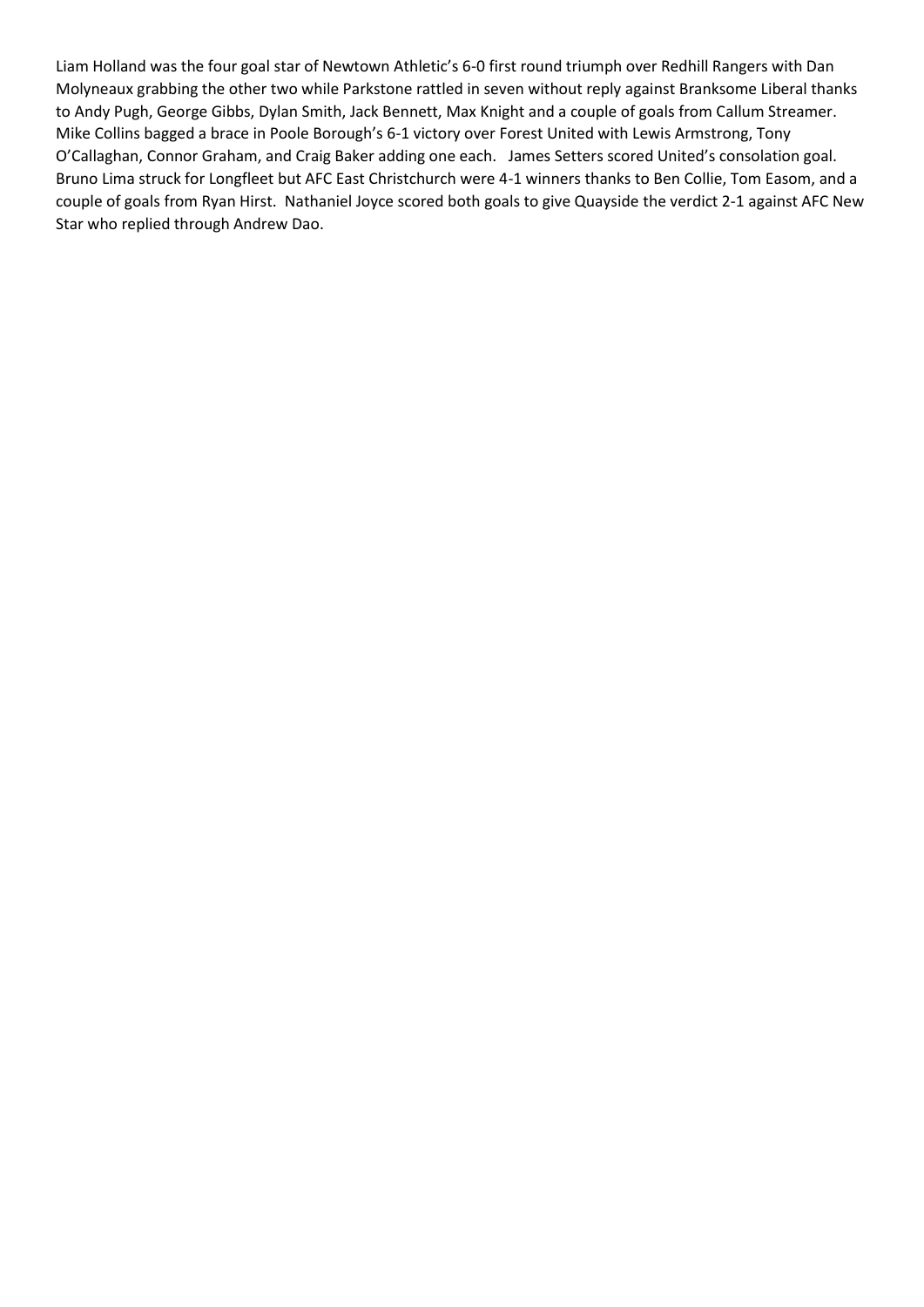Liam Holland was the four goal star of Newtown Athletic's 6-0 first round triumph over Redhill Rangers with Dan Molyneaux grabbing the other two while Parkstone rattled in seven without reply against Branksome Liberal thanks to Andy Pugh, George Gibbs, Dylan Smith, Jack Bennett, Max Knight and a couple of goals from Callum Streamer. Mike Collins bagged a brace in Poole Borough's 6-1 victory over Forest United with Lewis Armstrong, Tony O'Callaghan, Connor Graham, and Craig Baker adding one each. James Setters scored United's consolation goal. Bruno Lima struck for Longfleet but AFC East Christchurch were 4-1 winners thanks to Ben Collie, Tom Easom, and a couple of goals from Ryan Hirst. Nathaniel Joyce scored both goals to give Quayside the verdict 2-1 against AFC New Star who replied through Andrew Dao.